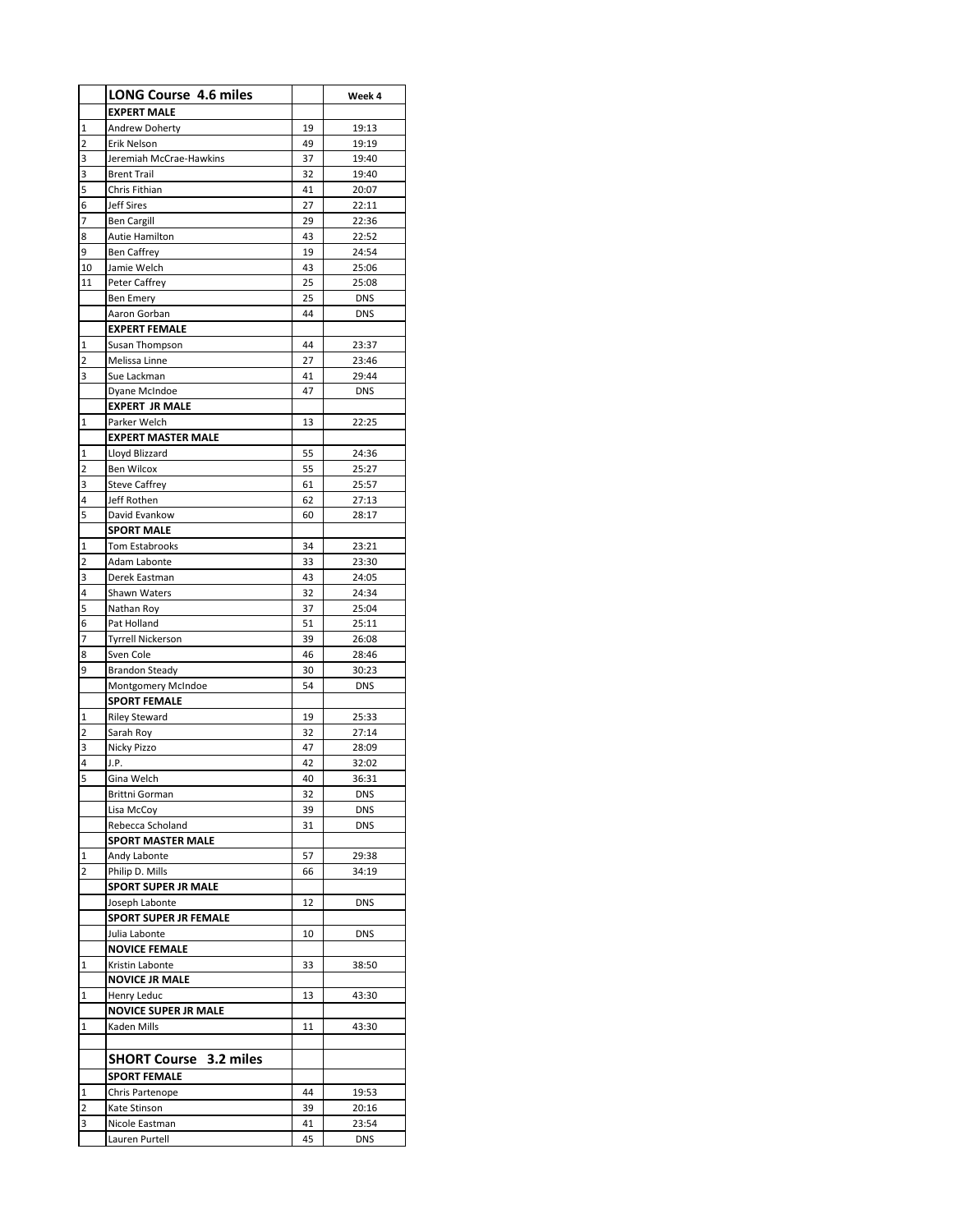| | LONG Course 4.6 miles | | Week 4 |
|---|---|---|---|
| | **EXPERT MALE** | | |
| 1 | Andrew Doherty | 19 | 19:13 |
| 2 | Erik Nelson | 49 | 19:19 |
| 3 | Jeremiah McCrae-Hawkins | 37 | 19:40 |
| 3 | Brent Trail | 32 | 19:40 |
| 5 | Chris Fithian | 41 | 20:07 |
| 6 | Jeff Sires | 27 | 22:11 |
| 7 | Ben Cargill | 29 | 22:36 |
| 8 | Autie Hamilton | 43 | 22:52 |
| 9 | Ben Caffrey | 19 | 24:54 |
| 10 | Jamie Welch | 43 | 25:06 |
| 11 | Peter Caffrey | 25 | 25:08 |
| | Ben Emery | 25 | DNS |
| | Aaron Gorban | 44 | DNS |
| | **EXPERT FEMALE** | | |
| 1 | Susan Thompson | 44 | 23:37 |
| 2 | Melissa Linne | 27 | 23:46 |
| 3 | Sue Lackman | 41 | 29:44 |
| | Dyane McIndoe | 47 | DNS |
| | **EXPERT JR MALE** | | |
| 1 | Parker Welch | 13 | 22:25 |
| | **EXPERT MASTER MALE** | | |
| 1 | Lloyd Blizzard | 55 | 24:36 |
| 2 | Ben Wilcox | 55 | 25:27 |
| 3 | Steve Caffrey | 61 | 25:57 |
| 4 | Jeff Rothen | 62 | 27:13 |
| 5 | David Evankow | 60 | 28:17 |
| | **SPORT MALE** | | |
| 1 | Tom Estabrooks | 34 | 23:21 |
| 2 | Adam Labonte | 33 | 23:30 |
| 3 | Derek Eastman | 43 | 24:05 |
| 4 | Shawn Waters | 32 | 24:34 |
| 5 | Nathan Roy | 37 | 25:04 |
| 6 | Pat Holland | 51 | 25:11 |
| 7 | Tyrrell Nickerson | 39 | 26:08 |
| 8 | Sven Cole | 46 | 28:46 |
| 9 | Brandon Steady | 30 | 30:23 |
| | Montgomery McIndoe | 54 | DNS |
| | **SPORT FEMALE** | | |
| 1 | Riley Steward | 19 | 25:33 |
| 2 | Sarah Roy | 32 | 27:14 |
| 3 | Nicky Pizzo | 47 | 28:09 |
| 4 | J.P. | 42 | 32:02 |
| 5 | Gina Welch | 40 | 36:31 |
| | Brittni Gorman | 32 | DNS |
| | Lisa McCoy | 39 | DNS |
| | Rebecca Scholand | 31 | DNS |
| | **SPORT MASTER MALE** | | |
| 1 | Andy Labonte | 57 | 29:38 |
| 2 | Philip D. Mills | 66 | 34:19 |
| | **SPORT SUPER JR MALE** | | |
| | Joseph Labonte | 12 | DNS |
| | **SPORT SUPER JR FEMALE** | | |
| | Julia Labonte | 10 | DNS |
| | **NOVICE FEMALE** | | |
| 1 | Kristin Labonte | 33 | 38:50 |
| | **NOVICE JR MALE** | | |
| 1 | Henry Leduc | 13 | 43:30 |
| | **NOVICE SUPER JR MALE** | | |
| 1 | Kaden Mills | 11 | 43:30 |
| | | | |
| | **SHORT Course 3.2 miles** | | |
| | **SPORT FEMALE** | | |
| 1 | Chris Partenope | 44 | 19:53 |
| 2 | Kate Stinson | 39 | 20:16 |
| 3 | Nicole Eastman | 41 | 23:54 |
| | Lauren Purtell | 45 | DNS |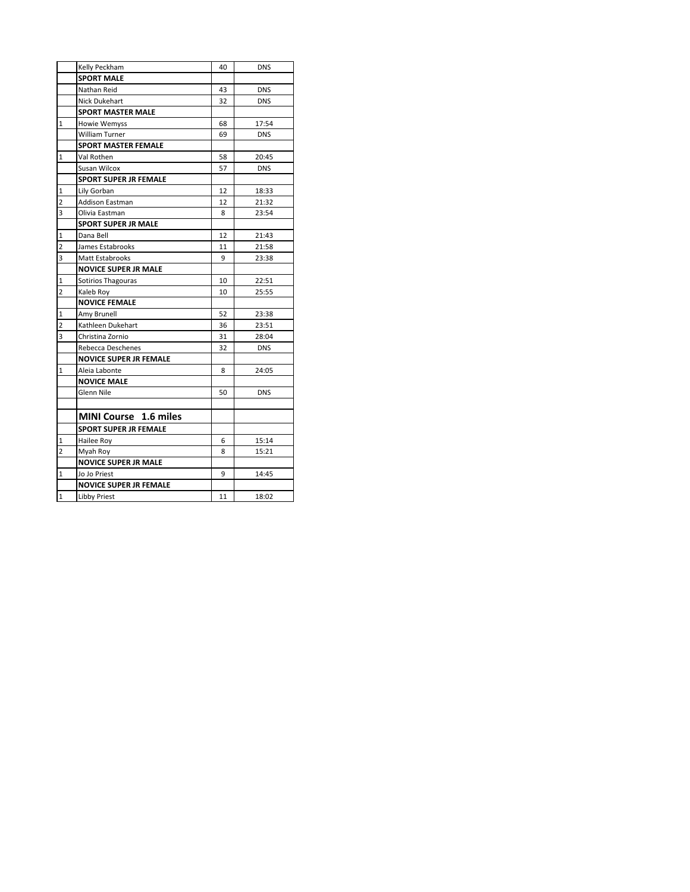| | | | |
|---|---|---|---|
| | Kelly Peckham | 40 | DNS |
| | **SPORT MALE** | | |
| | Nathan Reid | 43 | DNS |
| | Nick Dukehart | 32 | DNS |
| | **SPORT MASTER MALE** | | |
| 1 | Howie Wemyss | 68 | 17:54 |
| | William Turner | 69 | DNS |
| | **SPORT MASTER FEMALE** | | |
| 1 | Val Rothen | 58 | 20:45 |
| | Susan Wilcox | 57 | DNS |
| | **SPORT SUPER JR FEMALE** | | |
| 1 | Lily Gorban | 12 | 18:33 |
| 2 | Addison Eastman | 12 | 21:32 |
| 3 | Olivia Eastman | 8 | 23:54 |
| | **SPORT SUPER JR MALE** | | |
| 1 | Dana Bell | 12 | 21:43 |
| 2 | James Estabrooks | 11 | 21:58 |
| 3 | Matt Estabrooks | 9 | 23:38 |
| | **NOVICE SUPER JR MALE** | | |
| 1 | Sotirios Thagouras | 10 | 22:51 |
| 2 | Kaleb Roy | 10 | 25:55 |
| | **NOVICE FEMALE** | | |
| 1 | Amy Brunell | 52 | 23:38 |
| 2 | Kathleen Dukehart | 36 | 23:51 |
| 3 | Christina Zornio | 31 | 28:04 |
| | Rebecca Deschenes | 32 | DNS |
| | **NOVICE SUPER JR FEMALE** | | |
| 1 | Aleia Labonte | 8 | 24:05 |
| | **NOVICE MALE** | | |
| | Glenn Nile | 50 | DNS |
| | | | |
| | **MINI Course 1.6 miles** | | |
| | **SPORT SUPER JR FEMALE** | | |
| 1 | Hailee Roy | 6 | 15:14 |
| 2 | Myah Roy | 8 | 15:21 |
| | **NOVICE SUPER JR MALE** | | |
| 1 | Jo Jo Priest | 9 | 14:45 |
| | **NOVICE SUPER JR FEMALE** | | |
| 1 | Libby Priest | 11 | 18:02 |